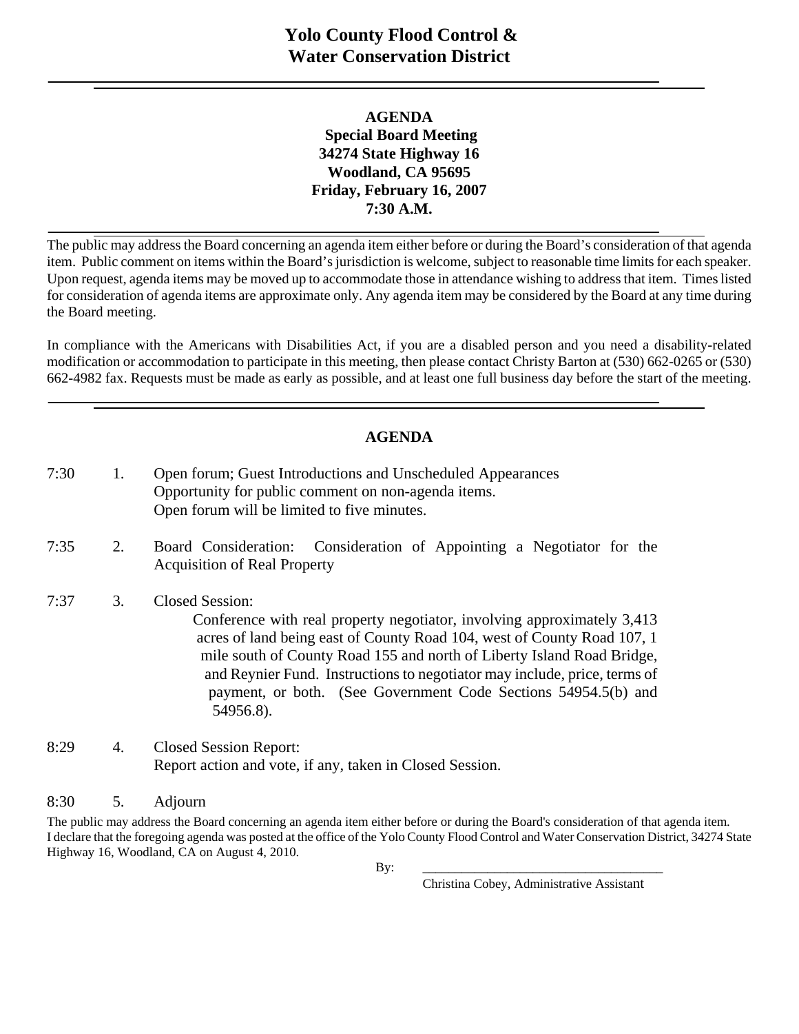# Yolo County Flood Control & Water Conservation District

---

**AGENDA**
**Special Board Meeting**
**34274 State Highway 16**
**Woodland, CA 95695**
**Friday, February 16, 2007**
**7:30 A.M.**

---

The public may address the Board concerning an agenda item either before or during the Board's consideration of that agenda item. Public comment on items within the Board's jurisdiction is welcome, subject to reasonable time limits for each speaker. Upon request, agenda items may be moved up to accommodate those in attendance wishing to address that item. Times listed for consideration of agenda items are approximate only. Any agenda item may be considered by the Board at any time during the Board meeting.

In compliance with the Americans with Disabilities Act, if you are a disabled person and you need a disability-related modification or accommodation to participate in this meeting, then please contact Christy Barton at (530) 662-0265 or (530) 662-4982 fax. Requests must be made as early as possible, and at least one full business day before the start of the meeting.

---

## AGENDA

7:30 1. Open forum; Guest Introductions and Unscheduled Appearances
Opportunity for public comment on non-agenda items.
Open forum will be limited to five minutes.

7:35 2. Board Consideration: Consideration of Appointing a Negotiator for the Acquisition of Real Property

7:37 3. Closed Session:
Conference with real property negotiator, involving approximately 3,413 acres of land being east of County Road 104, west of County Road 107, 1 mile south of County Road 155 and north of Liberty Island Road Bridge, and Reynier Fund. Instructions to negotiator may include, price, terms of payment, or both. (See Government Code Sections 54954.5(b) and 54956.8).

8:29 4. Closed Session Report:
Report action and vote, if any, taken in Closed Session.

8:30 5. Adjourn

The public may address the Board concerning an agenda item either before or during the Board's consideration of that agenda item.
I declare that the foregoing agenda was posted at the office of the Yolo County Flood Control and Water Conservation District, 34274 State Highway 16, Woodland, CA on August 4, 2010.

By: ____________________________________
Christina Cobey, Administrative Assistant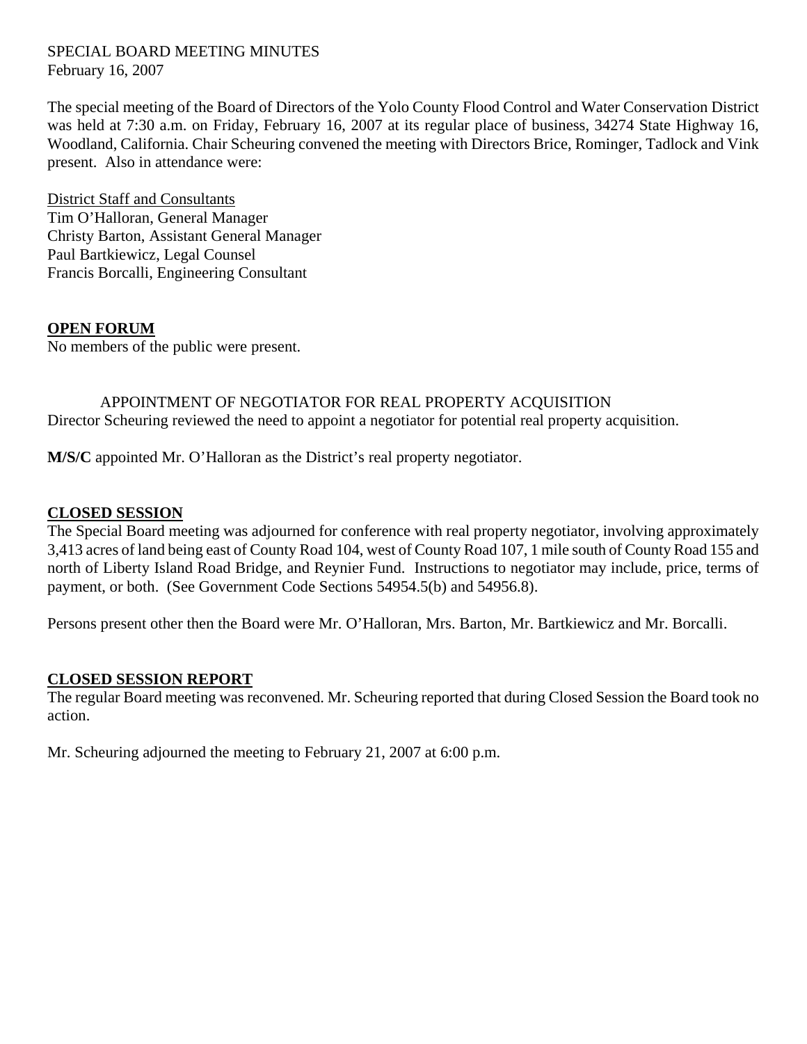SPECIAL BOARD MEETING MINUTES
February 16, 2007

The special meeting of the Board of Directors of the Yolo County Flood Control and Water Conservation District was held at 7:30 a.m. on Friday, February 16, 2007 at its regular place of business, 34274 State Highway 16, Woodland, California. Chair Scheuring convened the meeting with Directors Brice, Rominger, Tadlock and Vink present. Also in attendance were:

District Staff and Consultants
Tim O'Halloran, General Manager
Christy Barton, Assistant General Manager
Paul Bartkiewicz, Legal Counsel
Francis Borcalli, Engineering Consultant

## OPEN FORUM

No members of the public were present.

APPOINTMENT OF NEGOTIATOR FOR REAL PROPERTY ACQUISITION

Director Scheuring reviewed the need to appoint a negotiator for potential real property acquisition.

**M/S/C** appointed Mr. O'Halloran as the District's real property negotiator.

## CLOSED SESSION

The Special Board meeting was adjourned for conference with real property negotiator, involving approximately 3,413 acres of land being east of County Road 104, west of County Road 107, 1 mile south of County Road 155 and north of Liberty Island Road Bridge, and Reynier Fund. Instructions to negotiator may include, price, terms of payment, or both. (See Government Code Sections 54954.5(b) and 54956.8).

Persons present other then the Board were Mr. O'Halloran, Mrs. Barton, Mr. Bartkiewicz and Mr. Borcalli.

## CLOSED SESSION REPORT

The regular Board meeting was reconvened. Mr. Scheuring reported that during Closed Session the Board took no action.

Mr. Scheuring adjourned the meeting to February 21, 2007 at 6:00 p.m.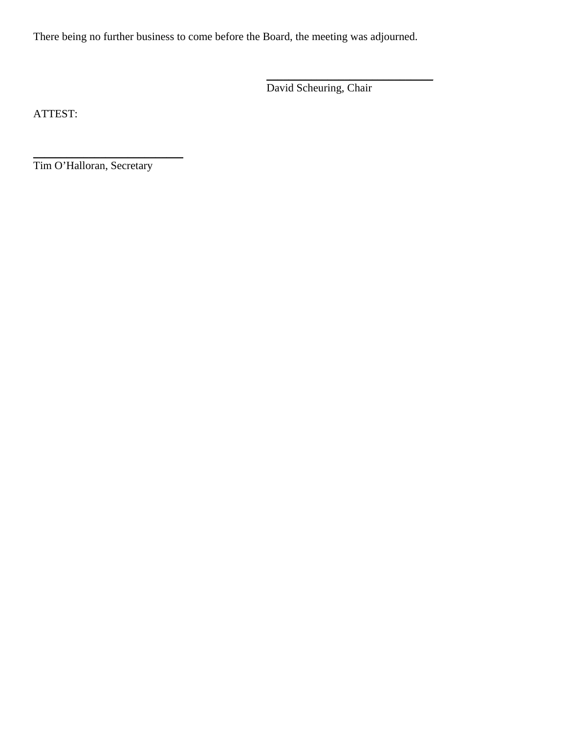There being no further business to come before the Board, the meeting was adjourned.

\_\_\_\_\_\_\_\_\_\_\_\_\_\_\_\_\_\_\_\_\_\_\_\_\_\_\_\_\_\_
David Scheuring, Chair

ATTEST:

\_\_\_\_\_\_\_\_\_\_\_\_\_\_\_\_\_\_\_\_\_\_\_\_\_\_\_
Tim O'Halloran, Secretary